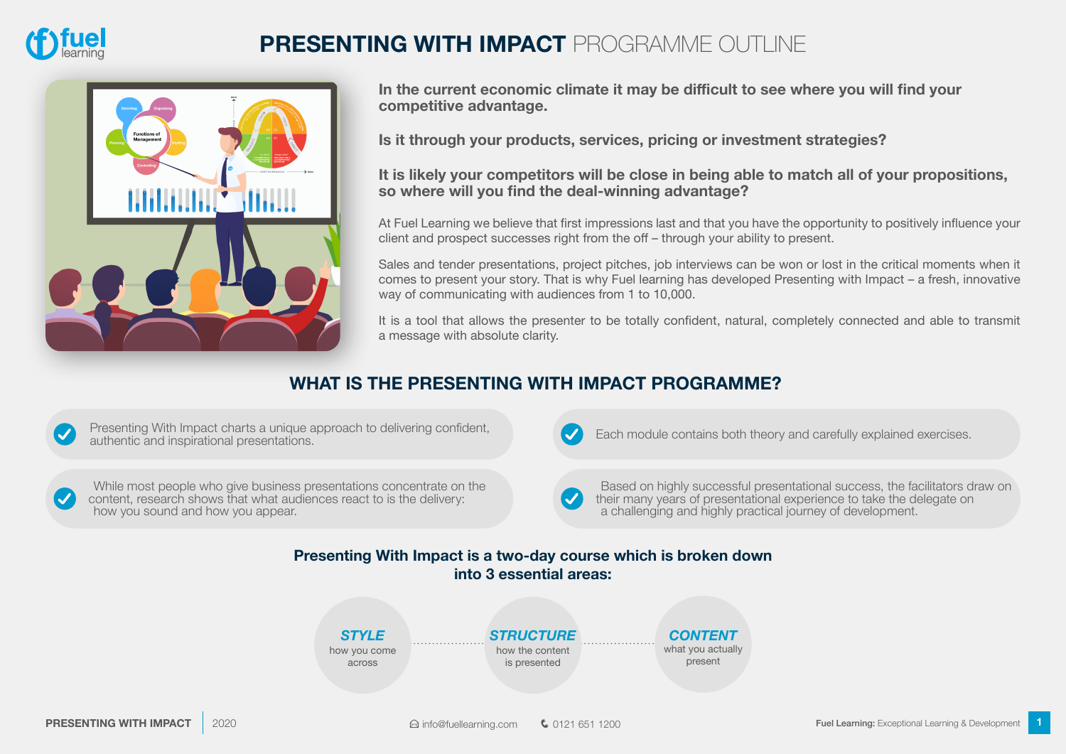# PRESENTING WITH IMPACT PROGRAMME OUTLINE

**In the current economic climate it may be difficult to see where you will find your competitive advantage.**

**Is it through your products, services, pricing or investment strategies?**

**It is likely your competitors will be close in being able to match all of your propositions, so where will you find the deal-winning advantage?**

At Fuel Learning we believe that first impressions last and that you have the opportunity to positively influence your client and prospect successes right from the off – through your ability to present.

Sales and tender presentations, project pitches, job interviews can be won or lost in the critical moments when it comes to present your story. That is why Fuel learning has developed Presenting with Impact – a fresh, innovative way of communicating with audiences from 1 to 10,000.

It is a tool that allows the presenter to be totally confident, natural, completely connected and able to transmit a message with absolute clarity.

## WHAT IS THE PRESENTING WITH IMPACT PROGRAMME?

- Presenting With Impact charts a unique approach to delivering confident, authentic and inspirational presentations.
- While most people who give business presentations concentrate on the content, research shows that what audiences react to is the delivery: how you sound and how you appear.
- Each module contains both theory and carefully explained exercises.
- Based on highly successful presentational success, the facilitators draw on their many years of presentational experience to take the delegate on a challenging and highly practical journey of development.

**Presenting With Impact is a two-day course which is broken down into 3 essential areas:**

- ***STYLE*** – how you come across
- ***STRUCTURE*** – how the content is presented
- ***CONTENT*** – what you actually present

info@fuellearning.com | 0121 651 1200

Fuel Learning: Exceptional Learning & Development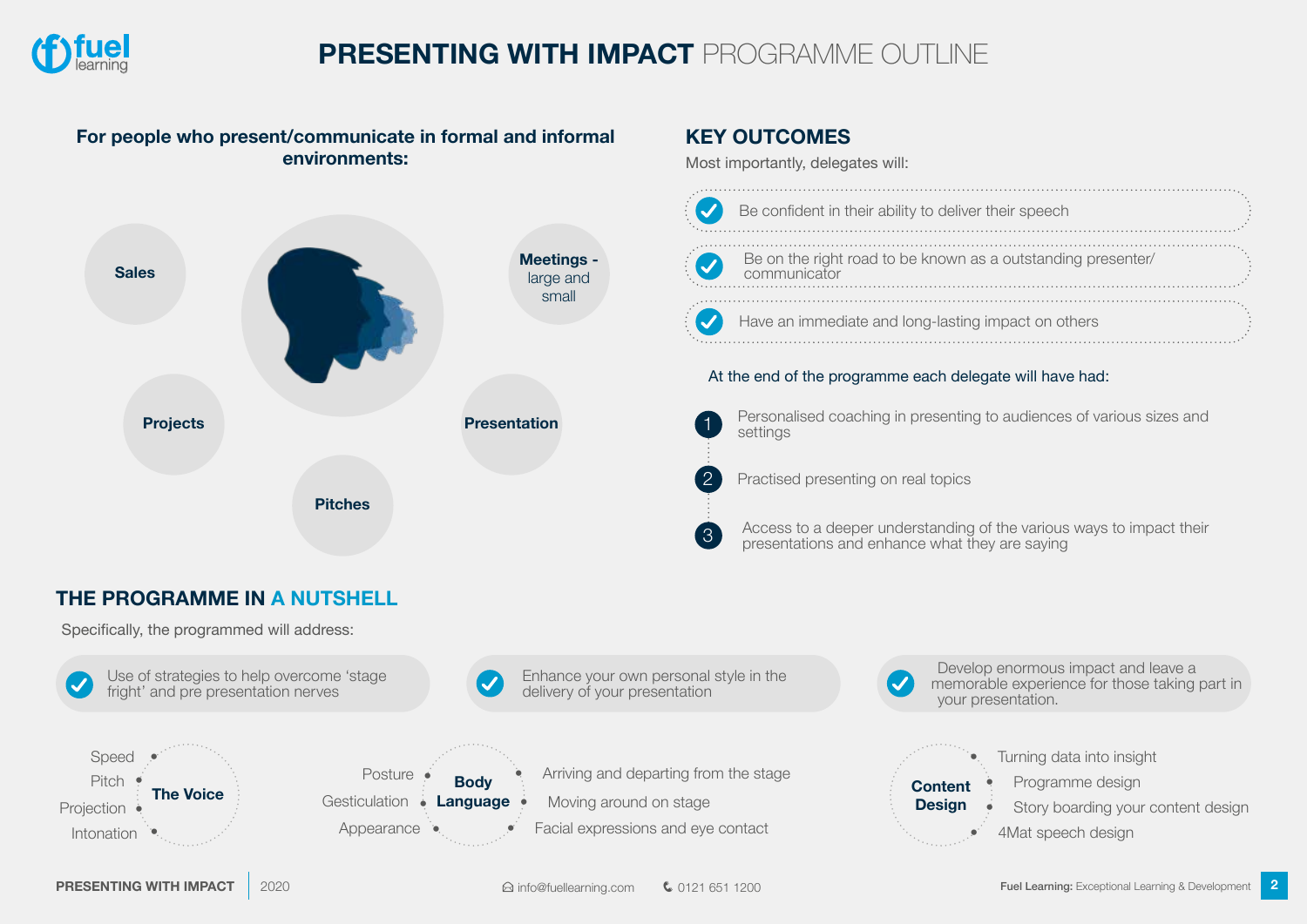# PRESENTING WITH IMPACT PROGRAMME OUTLINE

**For people who present/communicate in formal and informal environments:**

- **Sales**
- **Meetings -** large and small
- **Projects**
- **Presentation**
- **Pitches**

## KEY OUTCOMES

Most importantly, delegates will:

- Be confident in their ability to deliver their speech
- Be on the right road to be known as a outstanding presenter/ communicator
- Have an immediate and long-lasting impact on others

At the end of the programme each delegate will have had:

1. Personalised coaching in presenting to audiences of various sizes and settings
2. Practised presenting on real topics
3. Access to a deeper understanding of the various ways to impact their presentations and enhance what they are saying

## THE PROGRAMME IN A NUTSHELL

Specifically, the programmed will address:

- Use of strategies to help overcome 'stage fright' and pre presentation nerves
- Enhance your own personal style in the delivery of your presentation
- Develop enormous impact and leave a memorable experience for those taking part in your presentation.

**The Voice**
- Speed
- Pitch
- Projection
- Intonation

**Body Language**
- Posture
- Gesticulation
- Appearance
- Arriving and departing from the stage
- Moving around on stage
- Facial expressions and eye contact

**Content Design**
- Turning data into insight
- Programme design
- Story boarding your content design
- 4Mat speech design

info@fuellearning.com | 0121 651 1200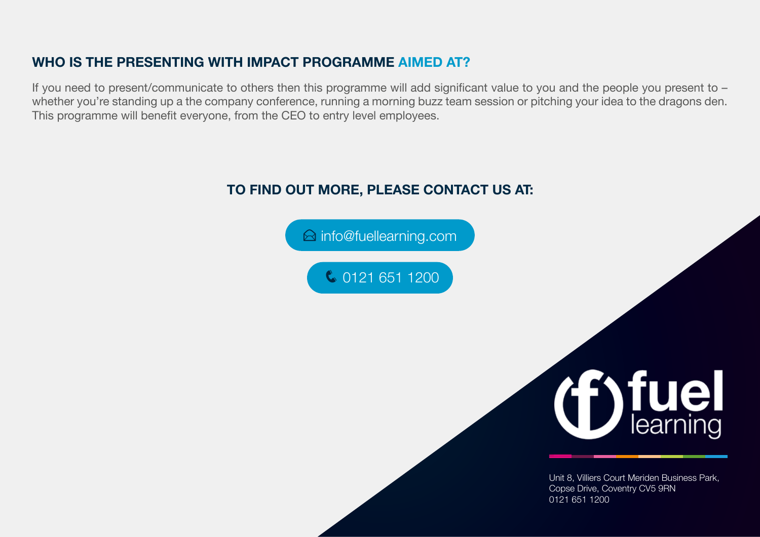## WHO IS THE PRESENTING WITH IMPACT PROGRAMME AIMED AT?

If you need to present/communicate to others then this programme will add significant value to you and the people you present to – whether you're standing up a the company conference, running a morning buzz team session or pitching your idea to the dragons den. This programme will benefit everyone, from the CEO to entry level employees.

## TO FIND OUT MORE, PLEASE CONTACT US AT:

info@fuellearning.com

0121 651 1200

fuel learning

Unit 8, Villiers Court Meriden Business Park,
Copse Drive, Coventry CV5 9RN
0121 651 1200